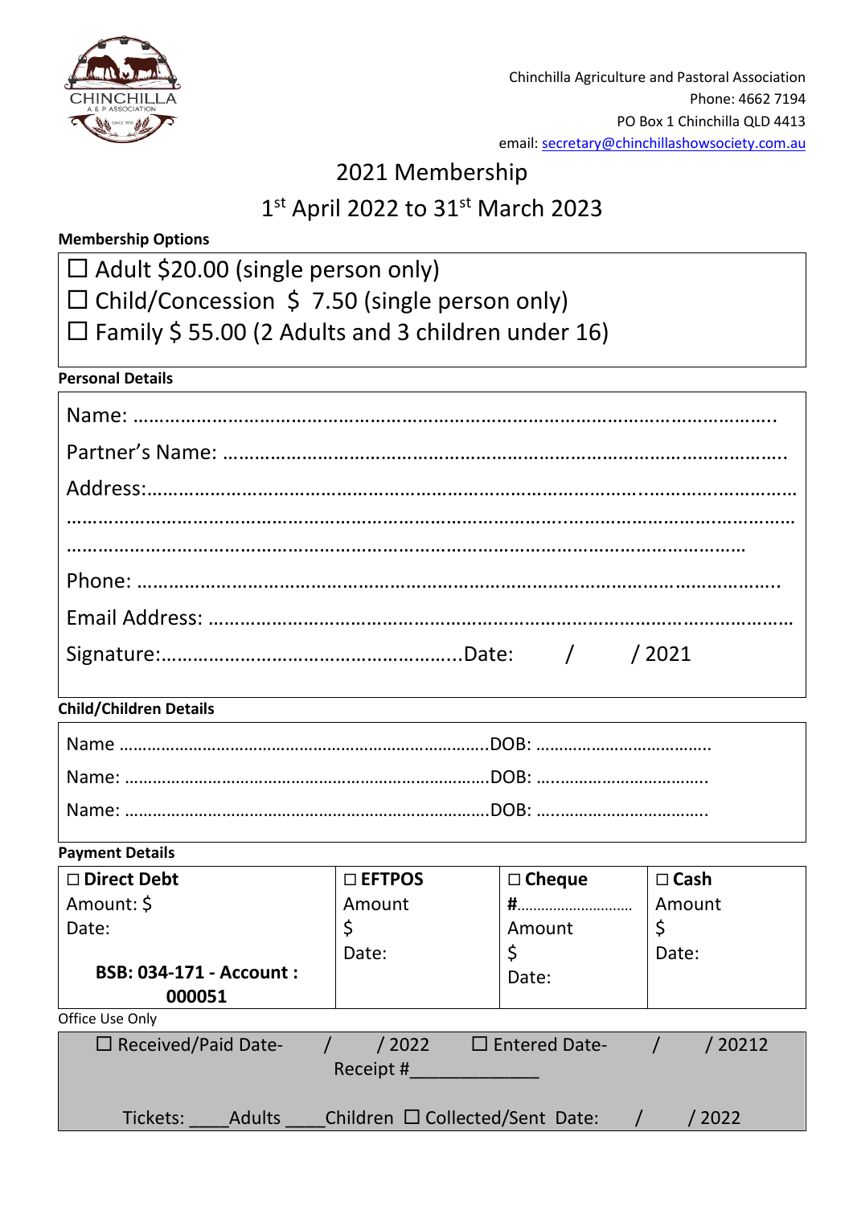Chinchilla Agriculture and Pastoral Association
Phone: 4662 7194
PO Box 1 Chinchilla QLD 4413
email: secretary@chinchillashowsociety.com.au

# 2021 Membership

## 1st April 2022 to 31st March 2023

**Membership Options**

- ☐ Adult $20.00 (single person only)
- ☐ Child/Concession $ 7.50 (single person only)
- ☐ Family $ 55.00 (2 Adults and 3 children under 16)

**Personal Details**

Name: …………………………………………………………………………………………………….

Partner's Name: …………………………………………………………………………………………..

Address:……………………………………………………………………………………………………

……………………………………………………………………………………………………………

……………………………………………………………………………………………………

Phone: …………………………………………………………………………………………………..

Email Address: …………………………………………………………………………………………

Signature:………………………………………………..Date: / / 2021

**Child/Children Details**

Name …………………………………………………………………DOB: ……………………………….

Name: ………………………………………………………………DOB: ……………………………….

Name: ………………………………………………………………DOB: ……………………………….

**Payment Details**

| ☐ **Direct Debt** | ☐ **EFTPOS** | ☐ **Cheque** | ☐ **Cash** |
|---|---|---|---|
| Amount: $<br>Date:<br>**BSB: 034-171 - Account : 000051** | Amount<br>$<br>Date: | **#**……………………<br>Amount<br>$<br>Date: | Amount<br>$<br>Date: |

Office Use Only

☐ Received/Paid Date- / / 2022 ☐ Entered Date- / / 20212

Receipt #_____________

Tickets: ____Adults ____Children ☐ Collected/Sent Date: / / 2022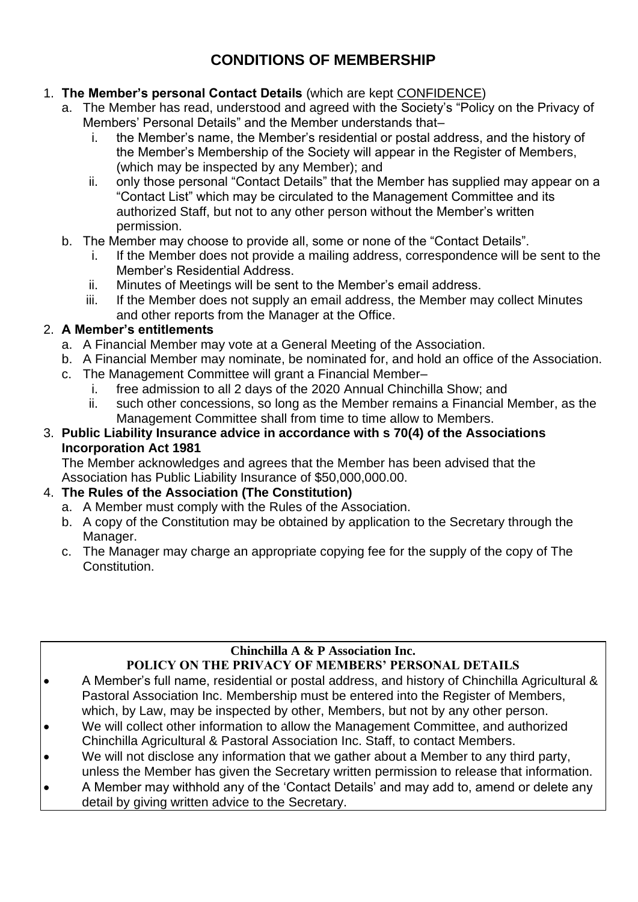# CONDITIONS OF MEMBERSHIP

1. **The Member's personal Contact Details** (which are kept CONFIDENCE)
   a. The Member has read, understood and agreed with the Society's "Policy on the Privacy of Members' Personal Details" and the Member understands that–
      i. the Member's name, the Member's residential or postal address, and the history of the Member's Membership of the Society will appear in the Register of Members, (which may be inspected by any Member); and
      ii. only those personal "Contact Details" that the Member has supplied may appear on a "Contact List" which may be circulated to the Management Committee and its authorized Staff, but not to any other person without the Member's written permission.
   b. The Member may choose to provide all, some or none of the "Contact Details".
      i. If the Member does not provide a mailing address, correspondence will be sent to the Member's Residential Address.
      ii. Minutes of Meetings will be sent to the Member's email address.
      iii. If the Member does not supply an email address, the Member may collect Minutes and other reports from the Manager at the Office.
2. **A Member's entitlements**
   a. A Financial Member may vote at a General Meeting of the Association.
   b. A Financial Member may nominate, be nominated for, and hold an office of the Association.
   c. The Management Committee will grant a Financial Member–
      i. free admission to all 2 days of the 2020 Annual Chinchilla Show; and
      ii. such other concessions, so long as the Member remains a Financial Member, as the Management Committee shall from time to time allow to Members.
3. **Public Liability Insurance advice in accordance with s 70(4) of the Associations Incorporation Act 1981**
   The Member acknowledges and agrees that the Member has been advised that the Association has Public Liability Insurance of $50,000,000.00.
4. **The Rules of the Association (The Constitution)**
   a. A Member must comply with the Rules of the Association.
   b. A copy of the Constitution may be obtained by application to the Secretary through the Manager.
   c. The Manager may charge an appropriate copying fee for the supply of the copy of The Constitution.

**Chinchilla A & P Association Inc.**
**POLICY ON THE PRIVACY OF MEMBERS' PERSONAL DETAILS**

- A Member's full name, residential or postal address, and history of Chinchilla Agricultural & Pastoral Association Inc. Membership must be entered into the Register of Members, which, by Law, may be inspected by other, Members, but not by any other person.
- We will collect other information to allow the Management Committee, and authorized Chinchilla Agricultural & Pastoral Association Inc. Staff, to contact Members.
- We will not disclose any information that we gather about a Member to any third party, unless the Member has given the Secretary written permission to release that information.
- A Member may withhold any of the 'Contact Details' and may add to, amend or delete any detail by giving written advice to the Secretary.